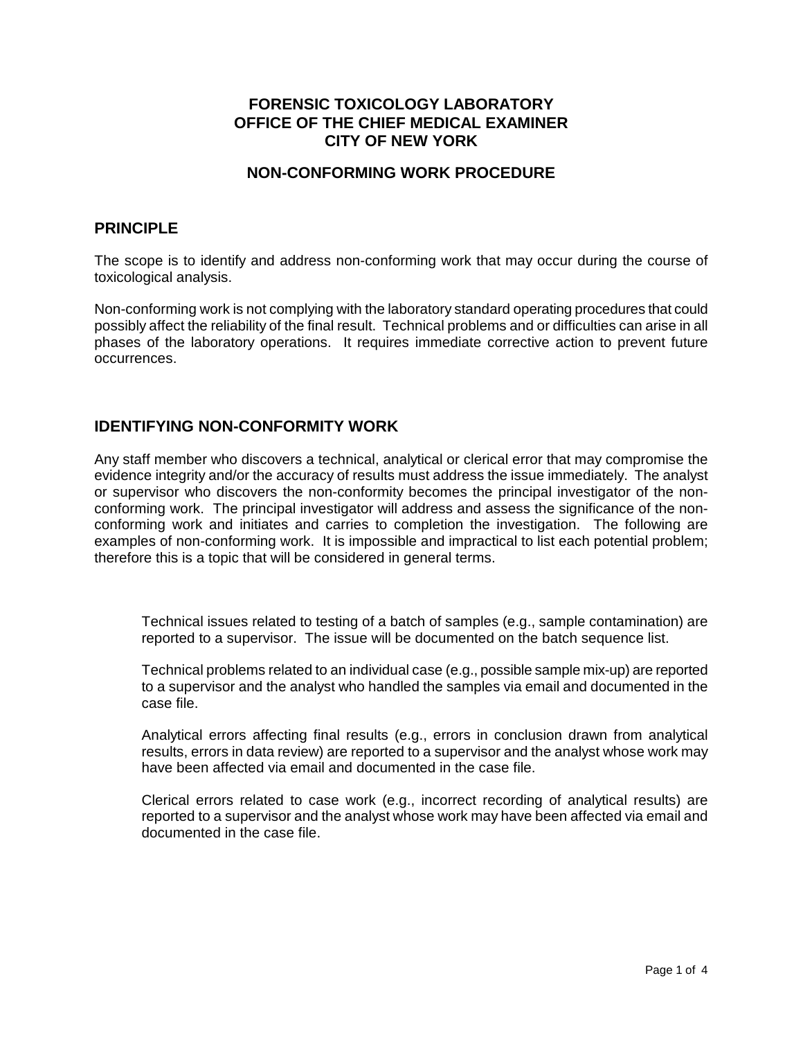**FORENSIC TOXICOLOGY LABORATORY**
**OFFICE OF THE CHIEF MEDICAL EXAMINER**
**CITY OF NEW YORK**

**NON-CONFORMING WORK PROCEDURE**

## PRINCIPLE

The scope is to identify and address non-conforming work that may occur during the course of toxicological analysis.

Non-conforming work is not complying with the laboratory standard operating procedures that could possibly affect the reliability of the final result. Technical problems and or difficulties can arise in all phases of the laboratory operations. It requires immediate corrective action to prevent future occurrences.

## IDENTIFYING NON-CONFORMITY WORK

Any staff member who discovers a technical, analytical or clerical error that may compromise the evidence integrity and/or the accuracy of results must address the issue immediately. The analyst or supervisor who discovers the non-conformity becomes the principal investigator of the non-conforming work. The principal investigator will address and assess the significance of the non-conforming work and initiates and carries to completion the investigation. The following are examples of non-conforming work. It is impossible and impractical to list each potential problem; therefore this is a topic that will be considered in general terms.

> Technical issues related to testing of a batch of samples (e.g., sample contamination) are reported to a supervisor. The issue will be documented on the batch sequence list.
>
> Technical problems related to an individual case (e.g., possible sample mix-up) are reported to a supervisor and the analyst who handled the samples via email and documented in the case file.
>
> Analytical errors affecting final results (e.g., errors in conclusion drawn from analytical results, errors in data review) are reported to a supervisor and the analyst whose work may have been affected via email and documented in the case file.
>
> Clerical errors related to case work (e.g., incorrect recording of analytical results) are reported to a supervisor and the analyst whose work may have been affected via email and documented in the case file.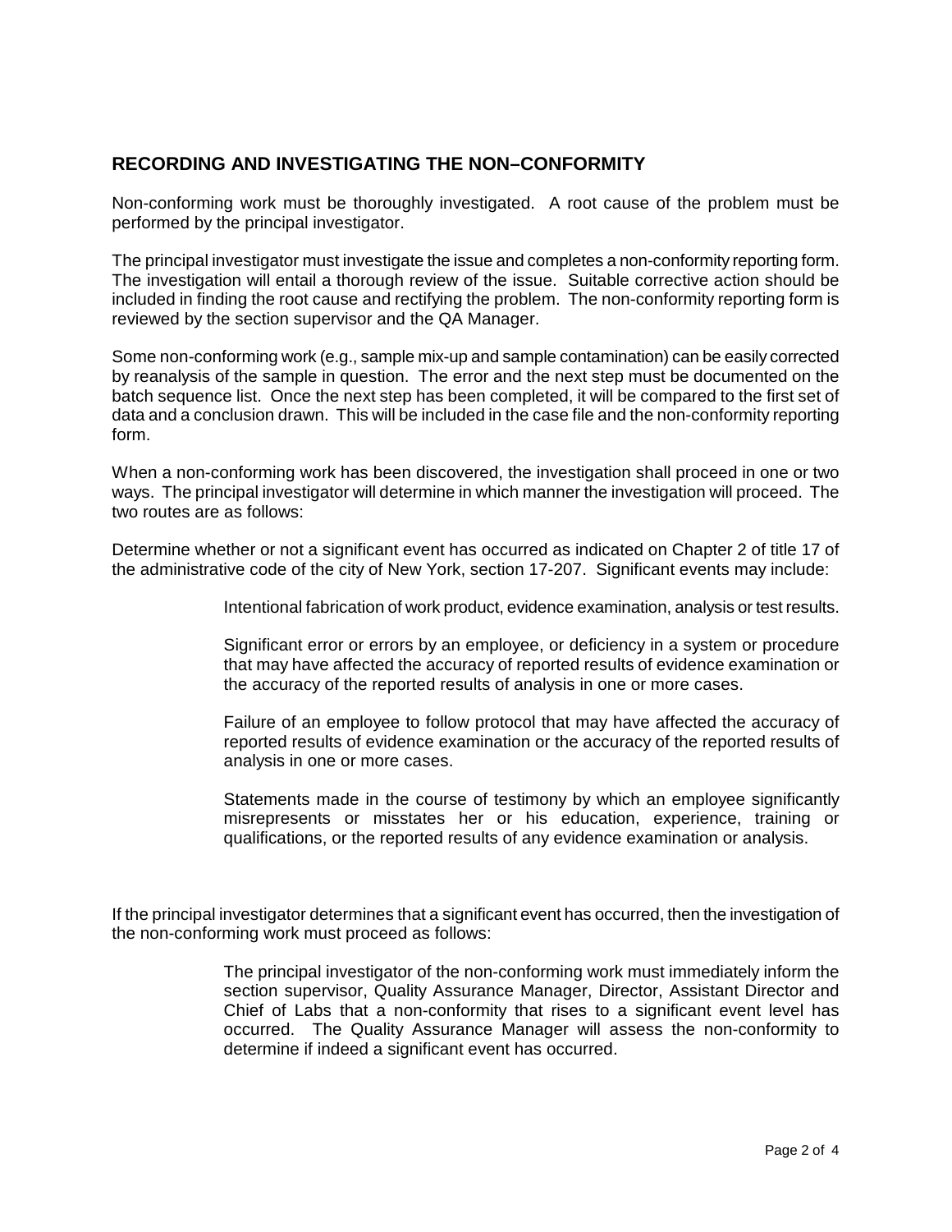## RECORDING AND INVESTIGATING THE NON–CONFORMITY

Non-conforming work must be thoroughly investigated. A root cause of the problem must be performed by the principal investigator.

The principal investigator must investigate the issue and completes a non-conformity reporting form. The investigation will entail a thorough review of the issue. Suitable corrective action should be included in finding the root cause and rectifying the problem. The non-conformity reporting form is reviewed by the section supervisor and the QA Manager.

Some non-conforming work (e.g., sample mix-up and sample contamination) can be easily corrected by reanalysis of the sample in question. The error and the next step must be documented on the batch sequence list. Once the next step has been completed, it will be compared to the first set of data and a conclusion drawn. This will be included in the case file and the non-conformity reporting form.

When a non-conforming work has been discovered, the investigation shall proceed in one or two ways. The principal investigator will determine in which manner the investigation will proceed. The two routes are as follows:

Determine whether or not a significant event has occurred as indicated on Chapter 2 of title 17 of the administrative code of the city of New York, section 17-207. Significant events may include:

> Intentional fabrication of work product, evidence examination, analysis or test results.
>
> Significant error or errors by an employee, or deficiency in a system or procedure that may have affected the accuracy of reported results of evidence examination or the accuracy of the reported results of analysis in one or more cases.
>
> Failure of an employee to follow protocol that may have affected the accuracy of reported results of evidence examination or the accuracy of the reported results of analysis in one or more cases.
>
> Statements made in the course of testimony by which an employee significantly misrepresents or misstates her or his education, experience, training or qualifications, or the reported results of any evidence examination or analysis.

If the principal investigator determines that a significant event has occurred, then the investigation of the non-conforming work must proceed as follows:

> The principal investigator of the non-conforming work must immediately inform the section supervisor, Quality Assurance Manager, Director, Assistant Director and Chief of Labs that a non-conformity that rises to a significant event level has occurred. The Quality Assurance Manager will assess the non-conformity to determine if indeed a significant event has occurred.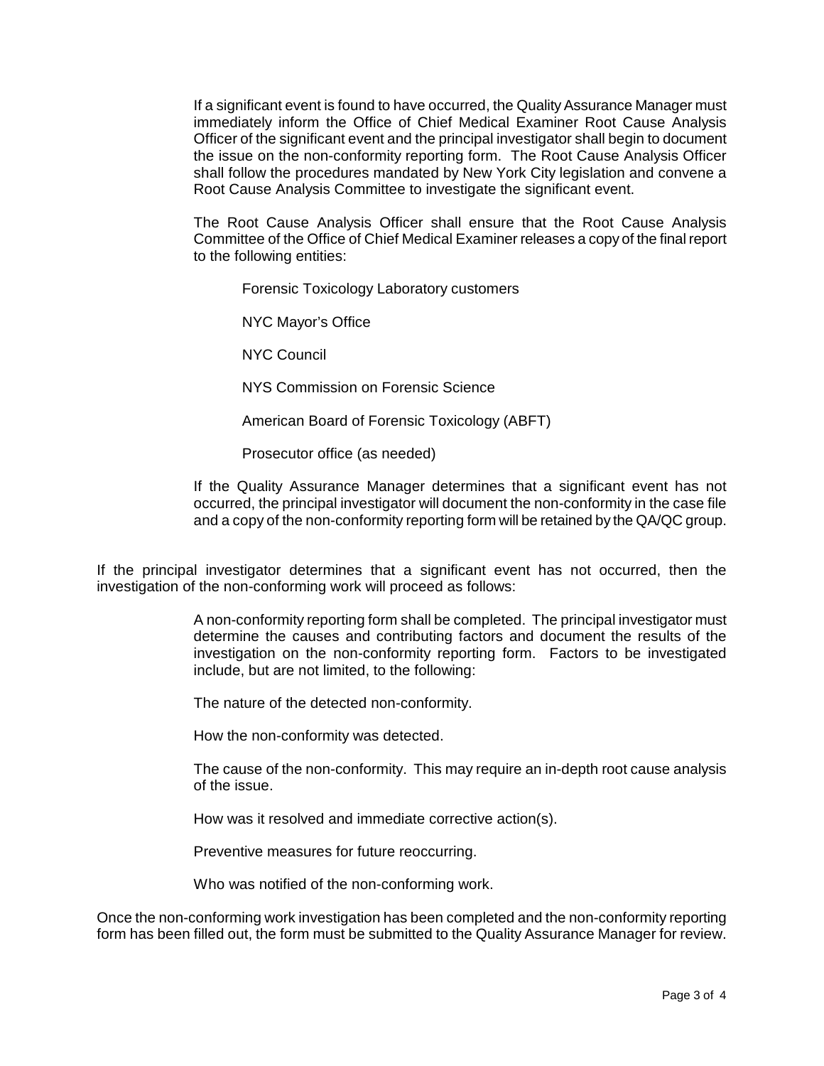If a significant event is found to have occurred, the Quality Assurance Manager must immediately inform the Office of Chief Medical Examiner Root Cause Analysis Officer of the significant event and the principal investigator shall begin to document the issue on the non-conformity reporting form. The Root Cause Analysis Officer shall follow the procedures mandated by New York City legislation and convene a Root Cause Analysis Committee to investigate the significant event.

The Root Cause Analysis Officer shall ensure that the Root Cause Analysis Committee of the Office of Chief Medical Examiner releases a copy of the final report to the following entities:

Forensic Toxicology Laboratory customers

NYC Mayor's Office

NYC Council

NYS Commission on Forensic Science

American Board of Forensic Toxicology (ABFT)

Prosecutor office (as needed)

If the Quality Assurance Manager determines that a significant event has not occurred, the principal investigator will document the non-conformity in the case file and a copy of the non-conformity reporting form will be retained by the QA/QC group.

If the principal investigator determines that a significant event has not occurred, then the investigation of the non-conforming work will proceed as follows:

A non-conformity reporting form shall be completed. The principal investigator must determine the causes and contributing factors and document the results of the investigation on the non-conformity reporting form. Factors to be investigated include, but are not limited, to the following:

The nature of the detected non-conformity.

How the non-conformity was detected.

The cause of the non-conformity. This may require an in-depth root cause analysis of the issue.

How was it resolved and immediate corrective action(s).

Preventive measures for future reoccurring.

Who was notified of the non-conforming work.

Once the non-conforming work investigation has been completed and the non-conformity reporting form has been filled out, the form must be submitted to the Quality Assurance Manager for review.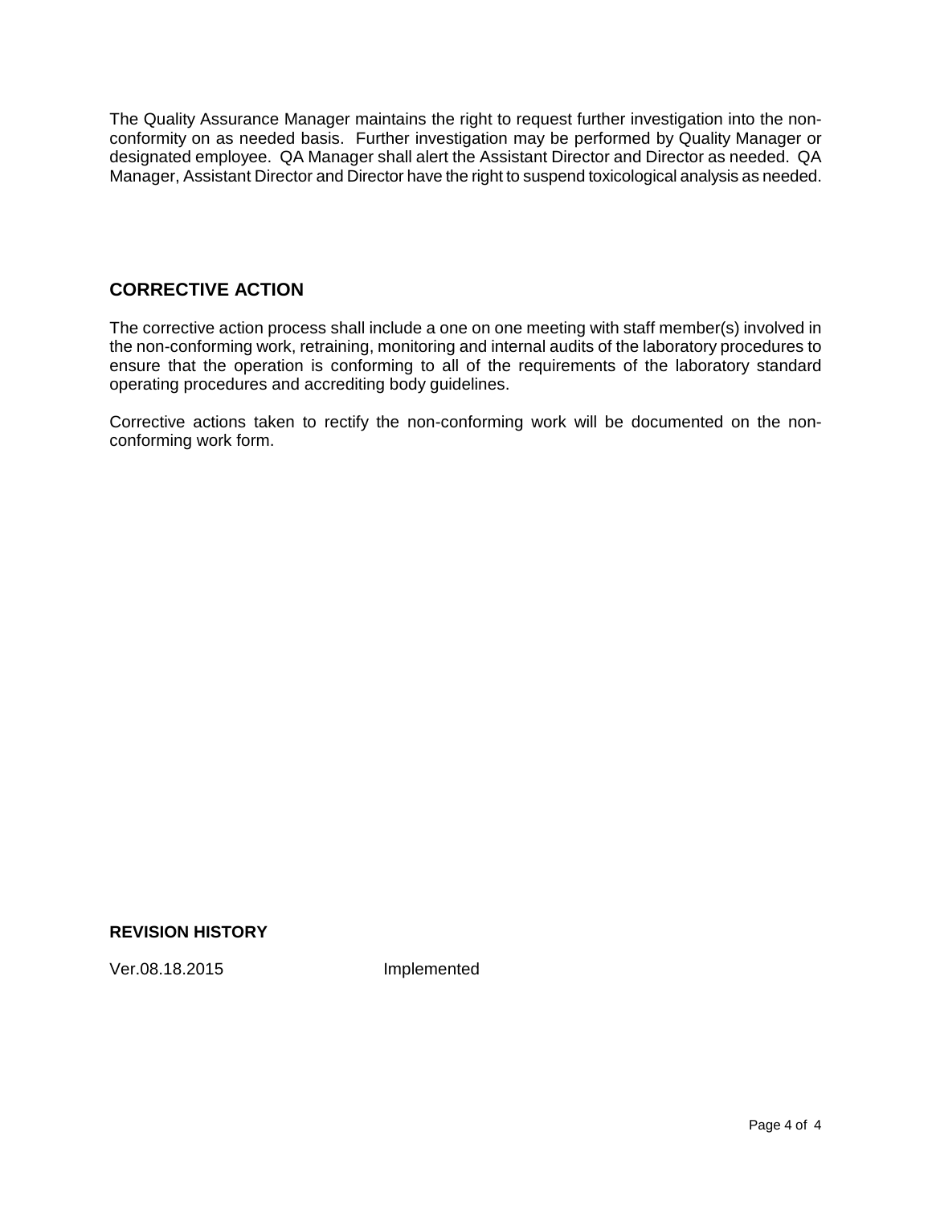The Quality Assurance Manager maintains the right to request further investigation into the non-conformity on as needed basis. Further investigation may be performed by Quality Manager or designated employee. QA Manager shall alert the Assistant Director and Director as needed. QA Manager, Assistant Director and Director have the right to suspend toxicological analysis as needed.

## CORRECTIVE ACTION

The corrective action process shall include a one on one meeting with staff member(s) involved in the non-conforming work, retraining, monitoring and internal audits of the laboratory procedures to ensure that the operation is conforming to all of the requirements of the laboratory standard operating procedures and accrediting body guidelines.

Corrective actions taken to rectify the non-conforming work will be documented on the non-conforming work form.

**REVISION HISTORY**

| | |
|---|---|
| Ver.08.18.2015 | Implemented |